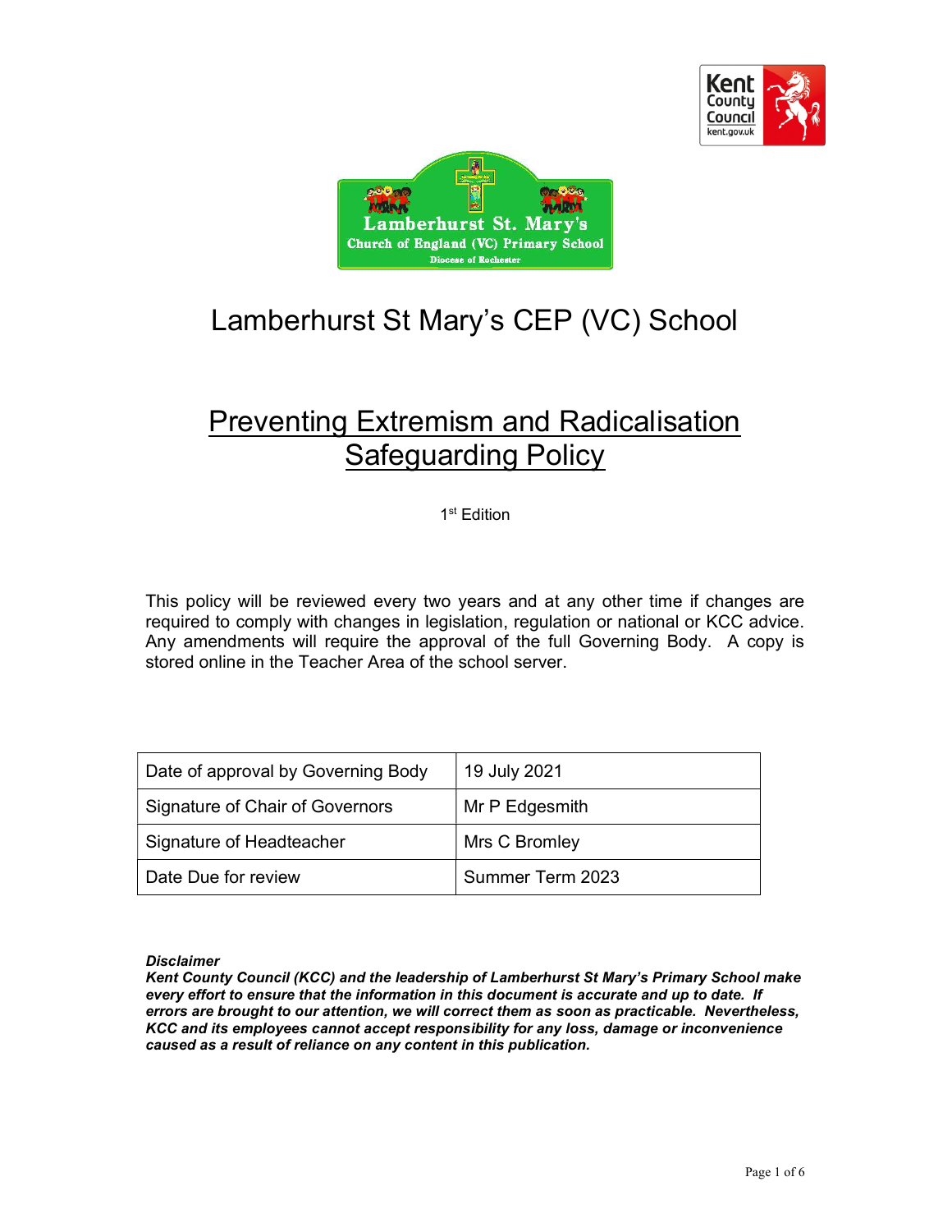# Lamberhurst St Mary's CEP (VC) School

## Preventing Extremism and Radicalisation Safeguarding Policy

1st Edition

This policy will be reviewed every two years and at any other time if changes are required to comply with changes in legislation, regulation or national or KCC advice. Any amendments will require the approval of the full Governing Body. A copy is stored online in the Teacher Area of the school server.

| Date of approval by Governing Body | 19 July 2021 |
|---|---|
| Signature of Chair of Governors | Mr P Edgesmith |
| Signature of Headteacher | Mrs C Bromley |
| Date Due for review | Summer Term 2023 |

***Disclaimer***
***Kent County Council (KCC) and the leadership of Lamberhurst St Mary's Primary School make every effort to ensure that the information in this document is accurate and up to date. If errors are brought to our attention, we will correct them as soon as practicable. Nevertheless, KCC and its employees cannot accept responsibility for any loss, damage or inconvenience caused as a result of reliance on any content in this publication.***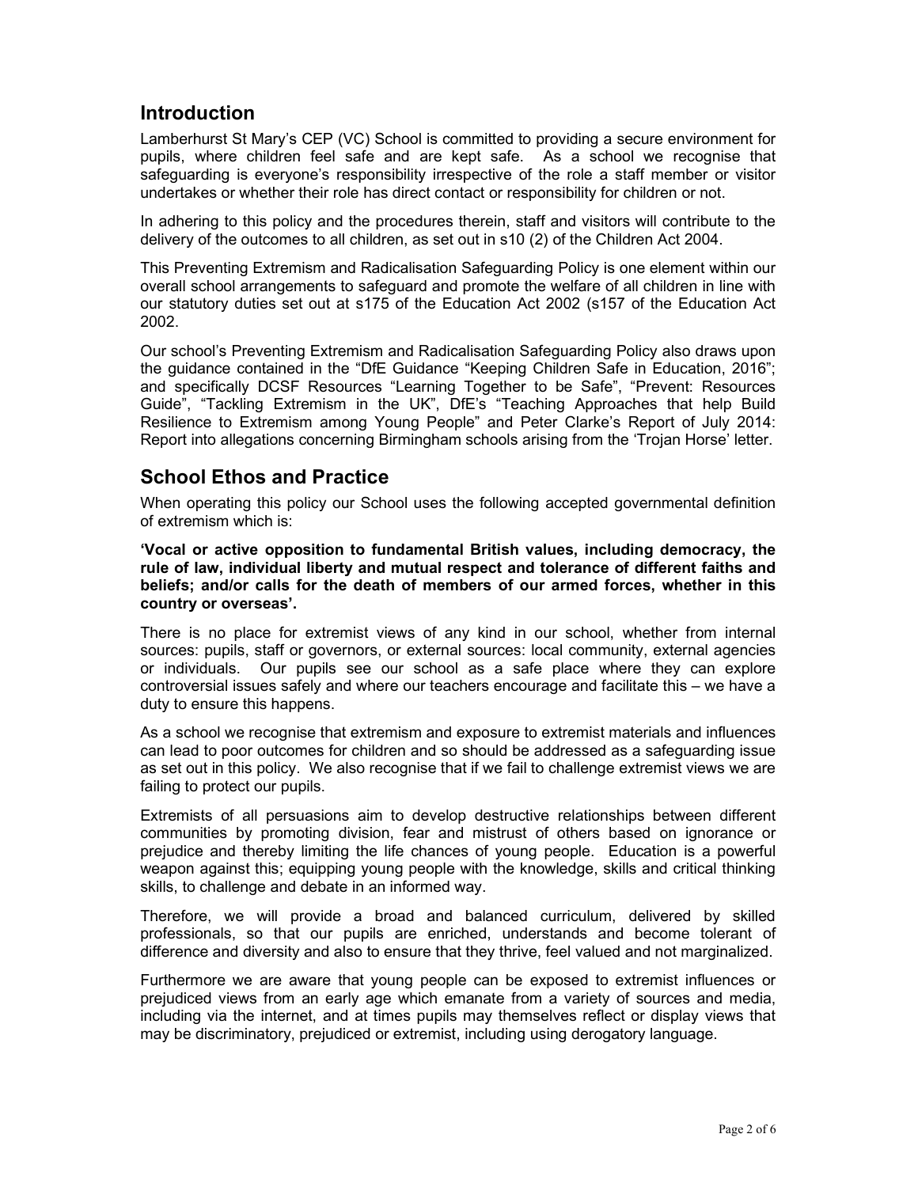## Introduction

Lamberhurst St Mary's CEP (VC) School is committed to providing a secure environment for pupils, where children feel safe and are kept safe. As a school we recognise that safeguarding is everyone's responsibility irrespective of the role a staff member or visitor undertakes or whether their role has direct contact or responsibility for children or not.

In adhering to this policy and the procedures therein, staff and visitors will contribute to the delivery of the outcomes to all children, as set out in s10 (2) of the Children Act 2004.

This Preventing Extremism and Radicalisation Safeguarding Policy is one element within our overall school arrangements to safeguard and promote the welfare of all children in line with our statutory duties set out at s175 of the Education Act 2002 (s157 of the Education Act 2002.

Our school's Preventing Extremism and Radicalisation Safeguarding Policy also draws upon the guidance contained in the "DfE Guidance "Keeping Children Safe in Education, 2016"; and specifically DCSF Resources "Learning Together to be Safe", "Prevent: Resources Guide", "Tackling Extremism in the UK", DfE's "Teaching Approaches that help Build Resilience to Extremism among Young People" and Peter Clarke's Report of July 2014: Report into allegations concerning Birmingham schools arising from the 'Trojan Horse' letter.

## School Ethos and Practice

When operating this policy our School uses the following accepted governmental definition of extremism which is:

**'Vocal or active opposition to fundamental British values, including democracy, the rule of law, individual liberty and mutual respect and tolerance of different faiths and beliefs; and/or calls for the death of members of our armed forces, whether in this country or overseas'.**

There is no place for extremist views of any kind in our school, whether from internal sources: pupils, staff or governors, or external sources: local community, external agencies or individuals. Our pupils see our school as a safe place where they can explore controversial issues safely and where our teachers encourage and facilitate this – we have a duty to ensure this happens.

As a school we recognise that extremism and exposure to extremist materials and influences can lead to poor outcomes for children and so should be addressed as a safeguarding issue as set out in this policy. We also recognise that if we fail to challenge extremist views we are failing to protect our pupils.

Extremists of all persuasions aim to develop destructive relationships between different communities by promoting division, fear and mistrust of others based on ignorance or prejudice and thereby limiting the life chances of young people. Education is a powerful weapon against this; equipping young people with the knowledge, skills and critical thinking skills, to challenge and debate in an informed way.

Therefore, we will provide a broad and balanced curriculum, delivered by skilled professionals, so that our pupils are enriched, understands and become tolerant of difference and diversity and also to ensure that they thrive, feel valued and not marginalized.

Furthermore we are aware that young people can be exposed to extremist influences or prejudiced views from an early age which emanate from a variety of sources and media, including via the internet, and at times pupils may themselves reflect or display views that may be discriminatory, prejudiced or extremist, including using derogatory language.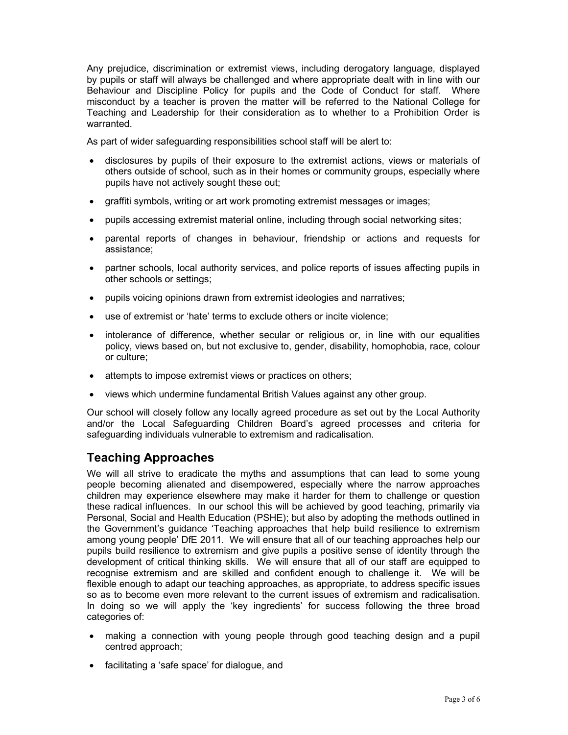Any prejudice, discrimination or extremist views, including derogatory language, displayed by pupils or staff will always be challenged and where appropriate dealt with in line with our Behaviour and Discipline Policy for pupils and the Code of Conduct for staff. Where misconduct by a teacher is proven the matter will be referred to the National College for Teaching and Leadership for their consideration as to whether to a Prohibition Order is warranted.

As part of wider safeguarding responsibilities school staff will be alert to:

- disclosures by pupils of their exposure to the extremist actions, views or materials of others outside of school, such as in their homes or community groups, especially where pupils have not actively sought these out;
- graffiti symbols, writing or art work promoting extremist messages or images;
- pupils accessing extremist material online, including through social networking sites;
- parental reports of changes in behaviour, friendship or actions and requests for assistance;
- partner schools, local authority services, and police reports of issues affecting pupils in other schools or settings;
- pupils voicing opinions drawn from extremist ideologies and narratives;
- use of extremist or 'hate' terms to exclude others or incite violence;
- intolerance of difference, whether secular or religious or, in line with our equalities policy, views based on, but not exclusive to, gender, disability, homophobia, race, colour or culture;
- attempts to impose extremist views or practices on others;
- views which undermine fundamental British Values against any other group.

Our school will closely follow any locally agreed procedure as set out by the Local Authority and/or the Local Safeguarding Children Board's agreed processes and criteria for safeguarding individuals vulnerable to extremism and radicalisation.

## Teaching Approaches

We will all strive to eradicate the myths and assumptions that can lead to some young people becoming alienated and disempowered, especially where the narrow approaches children may experience elsewhere may make it harder for them to challenge or question these radical influences. In our school this will be achieved by good teaching, primarily via Personal, Social and Health Education (PSHE); but also by adopting the methods outlined in the Government's guidance 'Teaching approaches that help build resilience to extremism among young people' DfE 2011. We will ensure that all of our teaching approaches help our pupils build resilience to extremism and give pupils a positive sense of identity through the development of critical thinking skills. We will ensure that all of our staff are equipped to recognise extremism and are skilled and confident enough to challenge it. We will be flexible enough to adapt our teaching approaches, as appropriate, to address specific issues so as to become even more relevant to the current issues of extremism and radicalisation. In doing so we will apply the 'key ingredients' for success following the three broad categories of:

- making a connection with young people through good teaching design and a pupil centred approach;
- facilitating a 'safe space' for dialogue, and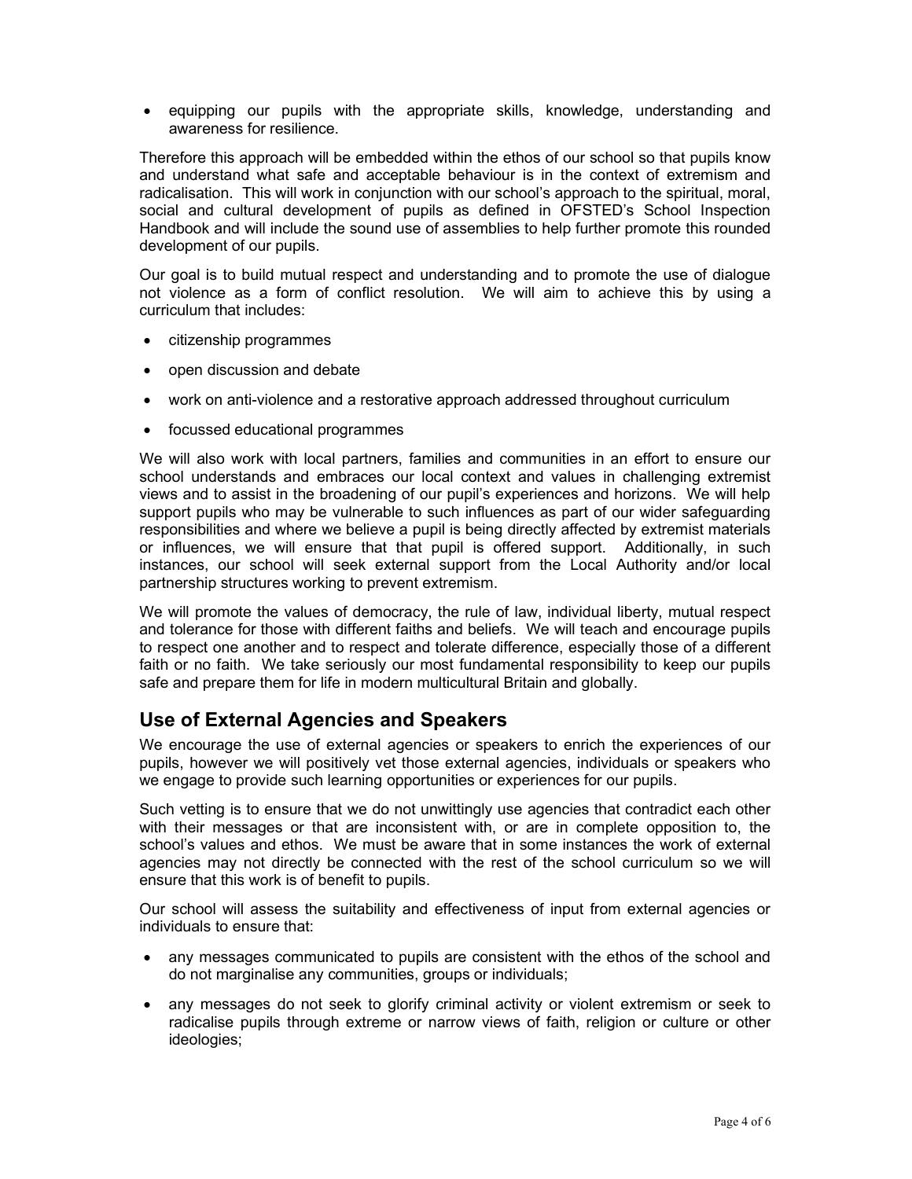- equipping our pupils with the appropriate skills, knowledge, understanding and awareness for resilience.

Therefore this approach will be embedded within the ethos of our school so that pupils know and understand what safe and acceptable behaviour is in the context of extremism and radicalisation. This will work in conjunction with our school's approach to the spiritual, moral, social and cultural development of pupils as defined in OFSTED's School Inspection Handbook and will include the sound use of assemblies to help further promote this rounded development of our pupils.

Our goal is to build mutual respect and understanding and to promote the use of dialogue not violence as a form of conflict resolution. We will aim to achieve this by using a curriculum that includes:

- citizenship programmes
- open discussion and debate
- work on anti-violence and a restorative approach addressed throughout curriculum
- focussed educational programmes

We will also work with local partners, families and communities in an effort to ensure our school understands and embraces our local context and values in challenging extremist views and to assist in the broadening of our pupil's experiences and horizons. We will help support pupils who may be vulnerable to such influences as part of our wider safeguarding responsibilities and where we believe a pupil is being directly affected by extremist materials or influences, we will ensure that that pupil is offered support. Additionally, in such instances, our school will seek external support from the Local Authority and/or local partnership structures working to prevent extremism.

We will promote the values of democracy, the rule of law, individual liberty, mutual respect and tolerance for those with different faiths and beliefs. We will teach and encourage pupils to respect one another and to respect and tolerate difference, especially those of a different faith or no faith. We take seriously our most fundamental responsibility to keep our pupils safe and prepare them for life in modern multicultural Britain and globally.

## Use of External Agencies and Speakers

We encourage the use of external agencies or speakers to enrich the experiences of our pupils, however we will positively vet those external agencies, individuals or speakers who we engage to provide such learning opportunities or experiences for our pupils.

Such vetting is to ensure that we do not unwittingly use agencies that contradict each other with their messages or that are inconsistent with, or are in complete opposition to, the school's values and ethos. We must be aware that in some instances the work of external agencies may not directly be connected with the rest of the school curriculum so we will ensure that this work is of benefit to pupils.

Our school will assess the suitability and effectiveness of input from external agencies or individuals to ensure that:

- any messages communicated to pupils are consistent with the ethos of the school and do not marginalise any communities, groups or individuals;
- any messages do not seek to glorify criminal activity or violent extremism or seek to radicalise pupils through extreme or narrow views of faith, religion or culture or other ideologies;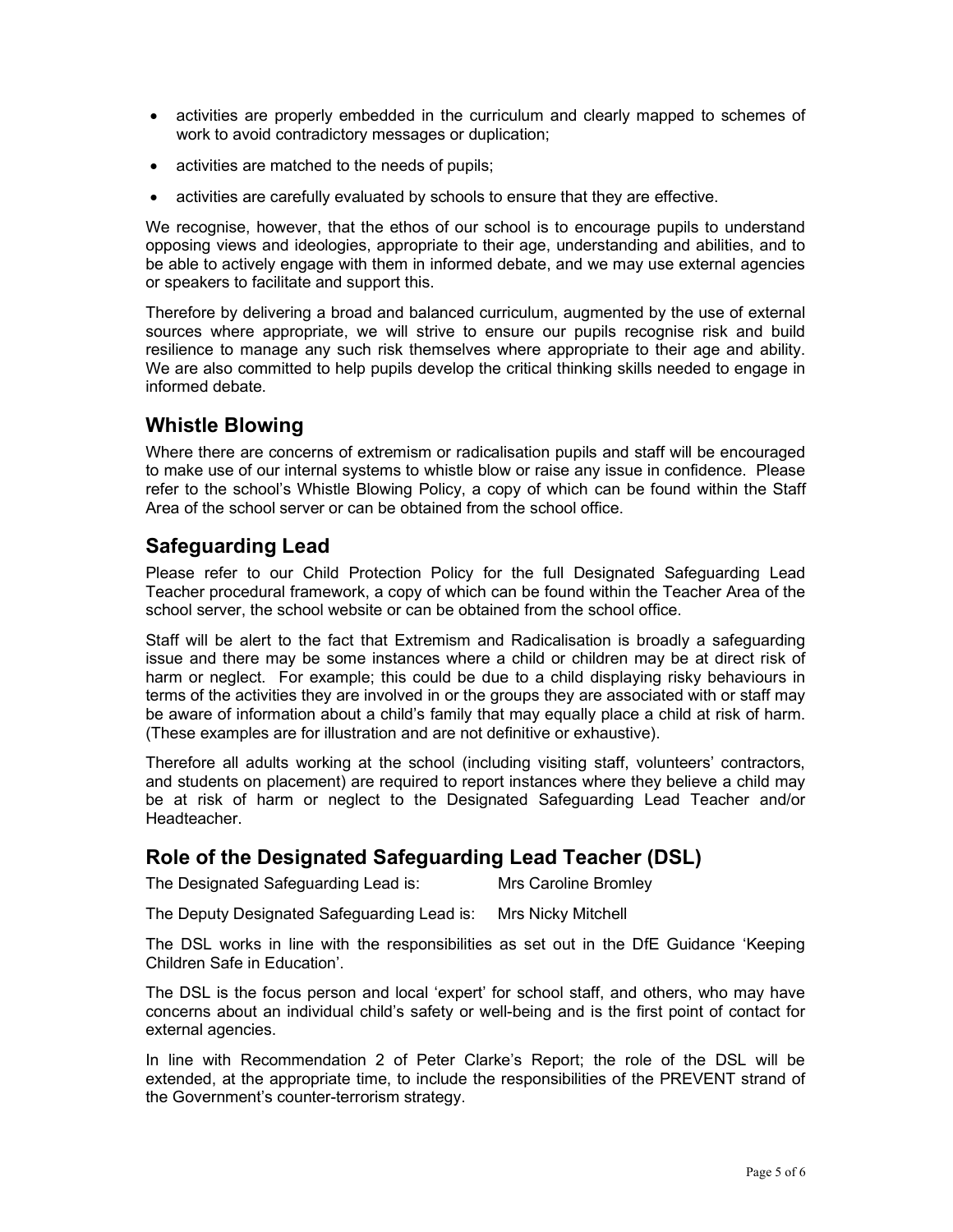- activities are properly embedded in the curriculum and clearly mapped to schemes of work to avoid contradictory messages or duplication;
- activities are matched to the needs of pupils;
- activities are carefully evaluated by schools to ensure that they are effective.

We recognise, however, that the ethos of our school is to encourage pupils to understand opposing views and ideologies, appropriate to their age, understanding and abilities, and to be able to actively engage with them in informed debate, and we may use external agencies or speakers to facilitate and support this.

Therefore by delivering a broad and balanced curriculum, augmented by the use of external sources where appropriate, we will strive to ensure our pupils recognise risk and build resilience to manage any such risk themselves where appropriate to their age and ability. We are also committed to help pupils develop the critical thinking skills needed to engage in informed debate.

## Whistle Blowing

Where there are concerns of extremism or radicalisation pupils and staff will be encouraged to make use of our internal systems to whistle blow or raise any issue in confidence. Please refer to the school's Whistle Blowing Policy, a copy of which can be found within the Staff Area of the school server or can be obtained from the school office.

## Safeguarding Lead

Please refer to our Child Protection Policy for the full Designated Safeguarding Lead Teacher procedural framework, a copy of which can be found within the Teacher Area of the school server, the school website or can be obtained from the school office.

Staff will be alert to the fact that Extremism and Radicalisation is broadly a safeguarding issue and there may be some instances where a child or children may be at direct risk of harm or neglect. For example; this could be due to a child displaying risky behaviours in terms of the activities they are involved in or the groups they are associated with or staff may be aware of information about a child's family that may equally place a child at risk of harm. (These examples are for illustration and are not definitive or exhaustive).

Therefore all adults working at the school (including visiting staff, volunteers' contractors, and students on placement) are required to report instances where they believe a child may be at risk of harm or neglect to the Designated Safeguarding Lead Teacher and/or Headteacher.

## Role of the Designated Safeguarding Lead Teacher (DSL)

The Designated Safeguarding Lead is: Mrs Caroline Bromley

The Deputy Designated Safeguarding Lead is: Mrs Nicky Mitchell

The DSL works in line with the responsibilities as set out in the DfE Guidance 'Keeping Children Safe in Education'.

The DSL is the focus person and local 'expert' for school staff, and others, who may have concerns about an individual child's safety or well-being and is the first point of contact for external agencies.

In line with Recommendation 2 of Peter Clarke's Report; the role of the DSL will be extended, at the appropriate time, to include the responsibilities of the PREVENT strand of the Government's counter-terrorism strategy.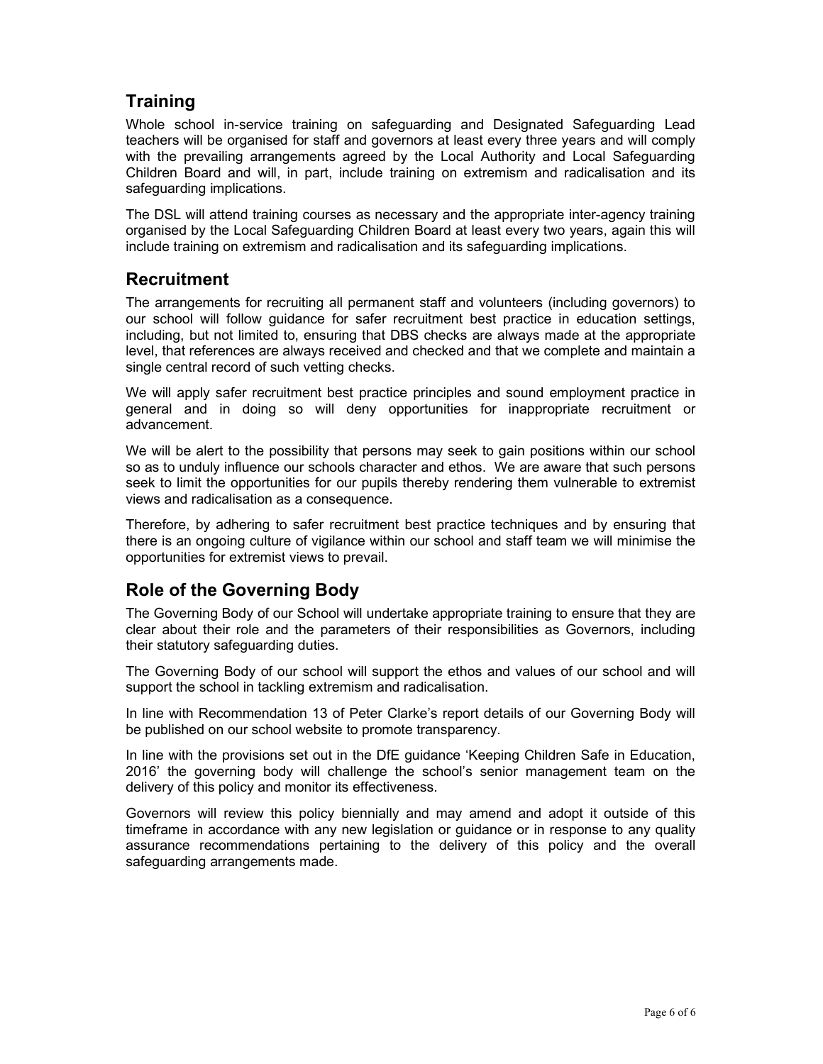## Training

Whole school in-service training on safeguarding and Designated Safeguarding Lead teachers will be organised for staff and governors at least every three years and will comply with the prevailing arrangements agreed by the Local Authority and Local Safeguarding Children Board and will, in part, include training on extremism and radicalisation and its safeguarding implications.

The DSL will attend training courses as necessary and the appropriate inter-agency training organised by the Local Safeguarding Children Board at least every two years, again this will include training on extremism and radicalisation and its safeguarding implications.

## Recruitment

The arrangements for recruiting all permanent staff and volunteers (including governors) to our school will follow guidance for safer recruitment best practice in education settings, including, but not limited to, ensuring that DBS checks are always made at the appropriate level, that references are always received and checked and that we complete and maintain a single central record of such vetting checks.

We will apply safer recruitment best practice principles and sound employment practice in general and in doing so will deny opportunities for inappropriate recruitment or advancement.

We will be alert to the possibility that persons may seek to gain positions within our school so as to unduly influence our schools character and ethos. We are aware that such persons seek to limit the opportunities for our pupils thereby rendering them vulnerable to extremist views and radicalisation as a consequence.

Therefore, by adhering to safer recruitment best practice techniques and by ensuring that there is an ongoing culture of vigilance within our school and staff team we will minimise the opportunities for extremist views to prevail.

## Role of the Governing Body

The Governing Body of our School will undertake appropriate training to ensure that they are clear about their role and the parameters of their responsibilities as Governors, including their statutory safeguarding duties.

The Governing Body of our school will support the ethos and values of our school and will support the school in tackling extremism and radicalisation.

In line with Recommendation 13 of Peter Clarke's report details of our Governing Body will be published on our school website to promote transparency.

In line with the provisions set out in the DfE guidance 'Keeping Children Safe in Education, 2016' the governing body will challenge the school's senior management team on the delivery of this policy and monitor its effectiveness.

Governors will review this policy biennially and may amend and adopt it outside of this timeframe in accordance with any new legislation or guidance or in response to any quality assurance recommendations pertaining to the delivery of this policy and the overall safeguarding arrangements made.